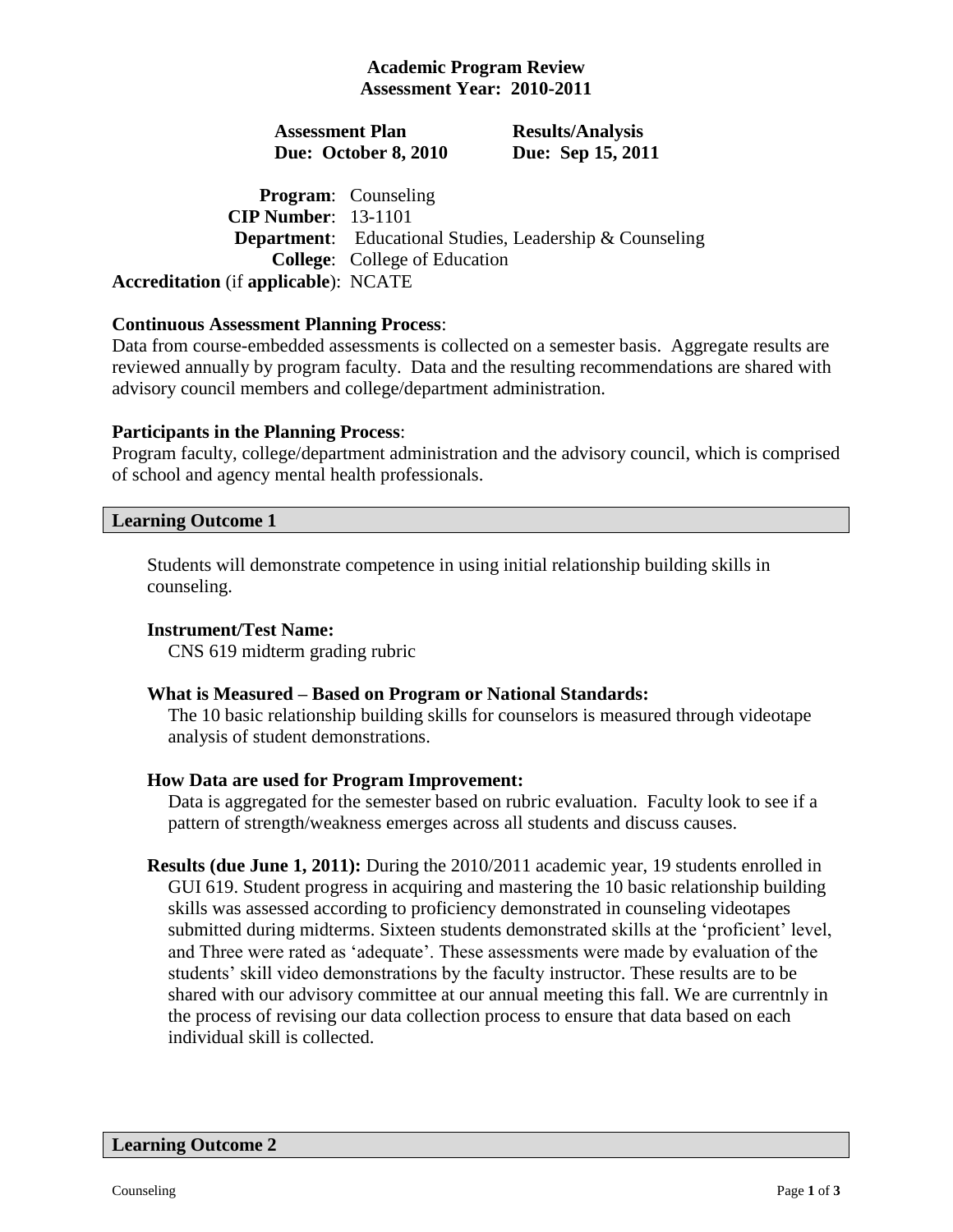# Academic Program Review
## Assessment Year: 2010-2011

**Assessment Plan** — **Due: October 8, 2010**

**Results/Analysis** — **Due: Sep 15, 2011**

**Program**: Counseling
**CIP Number**: 13-1101
**Department**: Educational Studies, Leadership & Counseling
**College**: College of Education
**Accreditation** (if **applicable**): NCATE

**Continuous Assessment Planning Process**:
Data from course-embedded assessments is collected on a semester basis. Aggregate results are reviewed annually by program faculty. Data and the resulting recommendations are shared with advisory council members and college/department administration.

**Participants in the Planning Process**:
Program faculty, college/department administration and the advisory council, which is comprised of school and agency mental health professionals.

## Learning Outcome 1

Students will demonstrate competence in using initial relationship building skills in counseling.

**Instrument/Test Name:**
CNS 619 midterm grading rubric

**What is Measured – Based on Program or National Standards:**
The 10 basic relationship building skills for counselors is measured through videotape analysis of student demonstrations.

**How Data are used for Program Improvement:**
Data is aggregated for the semester based on rubric evaluation. Faculty look to see if a pattern of strength/weakness emerges across all students and discuss causes.

**Results (due June 1, 2011):** During the 2010/2011 academic year, 19 students enrolled in GUI 619. Student progress in acquiring and mastering the 10 basic relationship building skills was assessed according to proficiency demonstrated in counseling videotapes submitted during midterms. Sixteen students demonstrated skills at the 'proficient' level, and Three were rated as 'adequate'. These assessments were made by evaluation of the students' skill video demonstrations by the faculty instructor. These results are to be shared with our advisory committee at our annual meeting this fall. We are currentnly in the process of revising our data collection process to ensure that data based on each individual skill is collected.

## Learning Outcome 2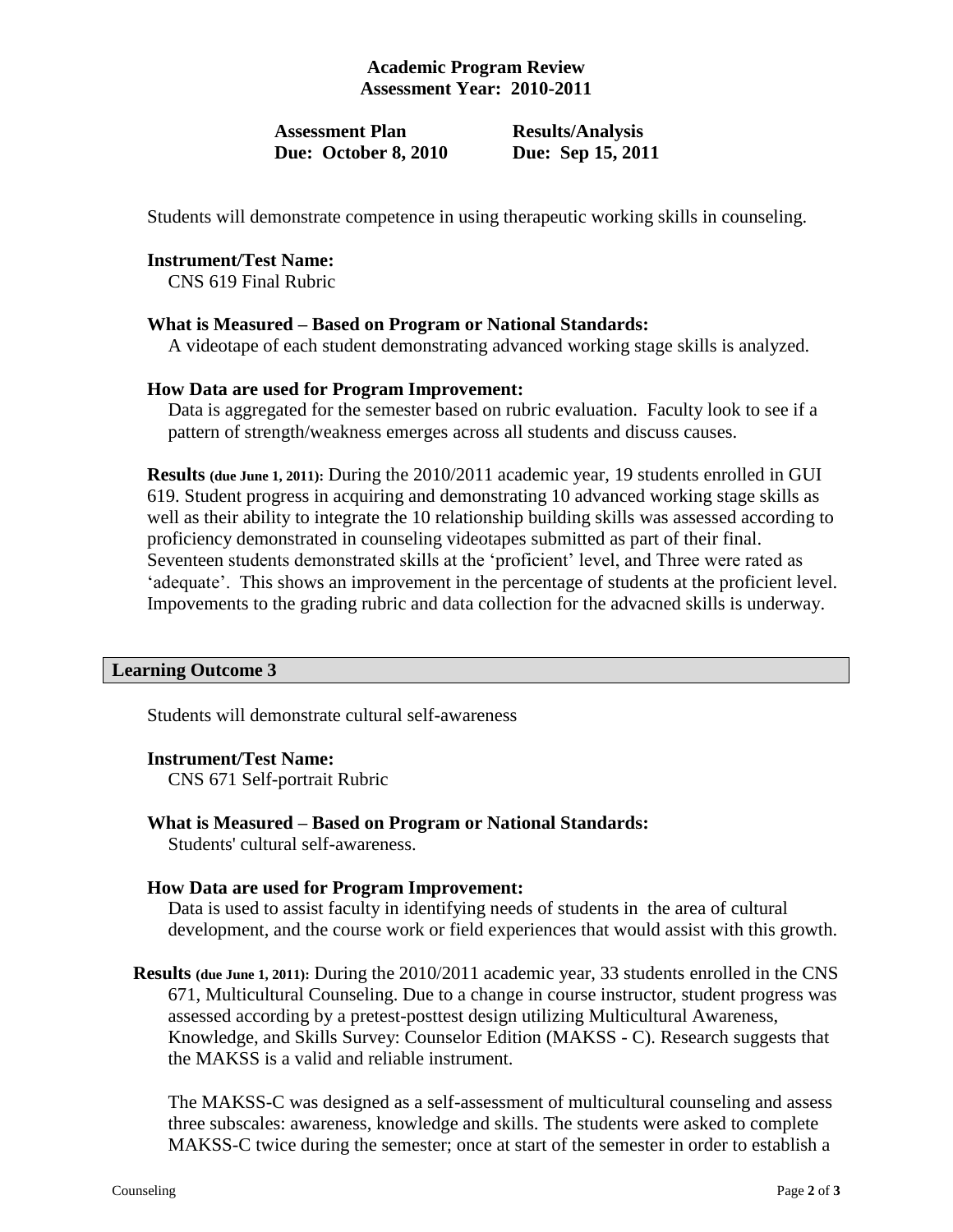**Academic Program Review**
**Assessment Year: 2010-2011**

**Assessment Plan Due: October 8, 2010** | **Results/Analysis Due: Sep 15, 2011**

Students will demonstrate competence in using therapeutic working skills in counseling.

**Instrument/Test Name:**
CNS 619 Final Rubric

**What is Measured – Based on Program or National Standards:**
A videotape of each student demonstrating advanced working stage skills is analyzed.

**How Data are used for Program Improvement:**
Data is aggregated for the semester based on rubric evaluation. Faculty look to see if a pattern of strength/weakness emerges across all students and discuss causes.

**Results (due June 1, 2011):** During the 2010/2011 academic year, 19 students enrolled in GUI 619. Student progress in acquiring and demonstrating 10 advanced working stage skills as well as their ability to integrate the 10 relationship building skills was assessed according to proficiency demonstrated in counseling videotapes submitted as part of their final. Seventeen students demonstrated skills at the 'proficient' level, and Three were rated as 'adequate'. This shows an improvement in the percentage of students at the proficient level. Impovements to the grading rubric and data collection for the advacned skills is underway.

## Learning Outcome 3

Students will demonstrate cultural self-awareness

**Instrument/Test Name:**
CNS 671 Self-portrait Rubric

**What is Measured – Based on Program or National Standards:**
Students' cultural self-awareness.

**How Data are used for Program Improvement:**
Data is used to assist faculty in identifying needs of students in the area of cultural development, and the course work or field experiences that would assist with this growth.

**Results (due June 1, 2011):** During the 2010/2011 academic year, 33 students enrolled in the CNS 671, Multicultural Counseling. Due to a change in course instructor, student progress was assessed according by a pretest-posttest design utilizing Multicultural Awareness, Knowledge, and Skills Survey: Counselor Edition (MAKSS - C). Research suggests that the MAKSS is a valid and reliable instrument.

The MAKSS-C was designed as a self-assessment of multicultural counseling and assess three subscales: awareness, knowledge and skills. The students were asked to complete MAKSS-C twice during the semester; once at start of the semester in order to establish a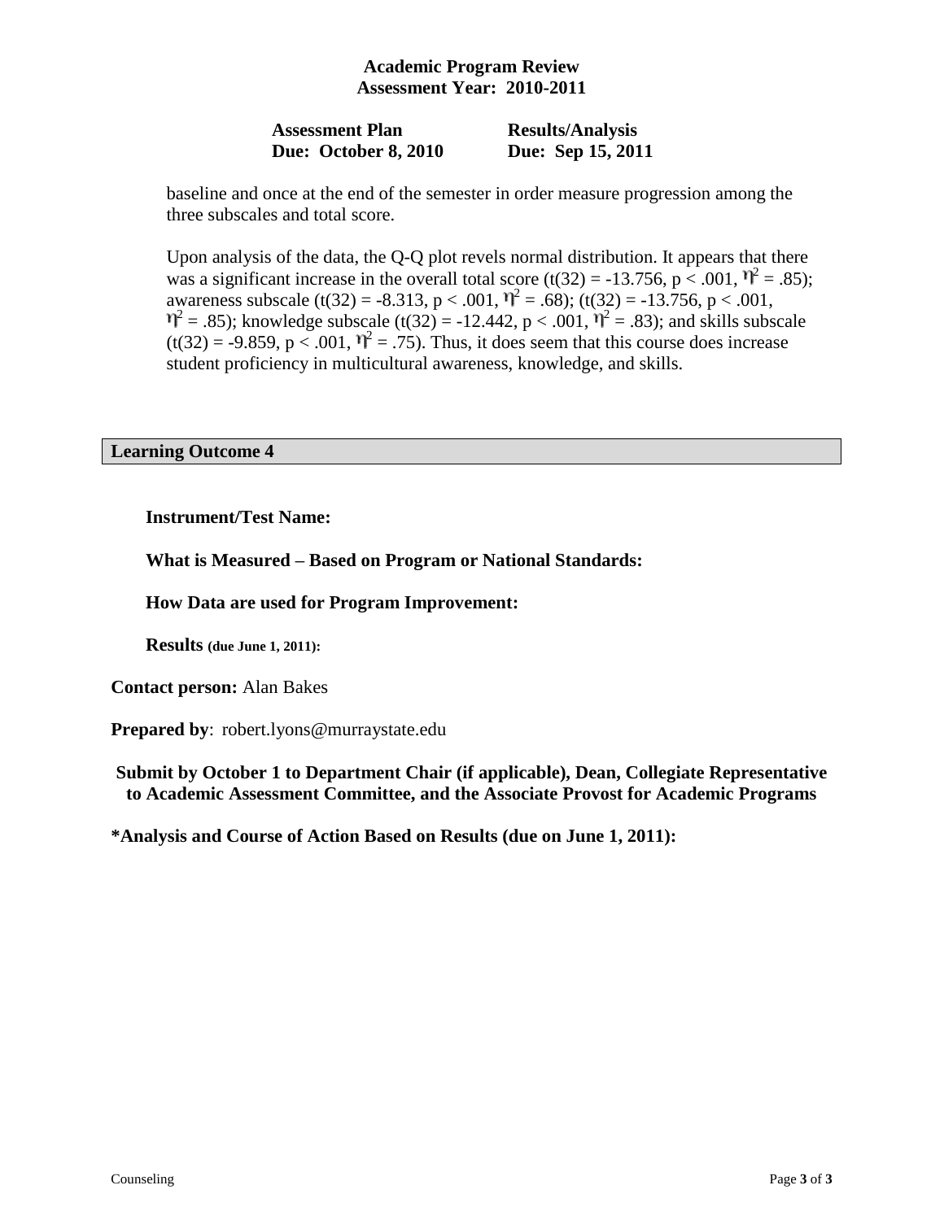**Academic Program Review**
**Assessment Year: 2010-2011**

**Assessment Plan** **Due: October 8, 2010** | **Results/Analysis** **Due: Sep 15, 2011**

baseline and once at the end of the semester in order measure progression among the three subscales and total score.

Upon analysis of the data, the Q-Q plot revels normal distribution. It appears that there was a significant increase in the overall total score ($t(32) = -13.756$, $p < .001$, $\eta^2 = .85$); awareness subscale ($t(32) = -8.313$, $p < .001$, $\eta^2 = .68$); ($t(32) = -13.756$, $p < .001$, $\eta^2 = .85$); knowledge subscale ($t(32) = -12.442$, $p < .001$, $\eta^2 = .83$); and skills subscale ($t(32) = -9.859$, $p < .001$, $\eta^2 = .75$). Thus, it does seem that this course does increase student proficiency in multicultural awareness, knowledge, and skills.

## Learning Outcome 4

**Instrument/Test Name:**

**What is Measured – Based on Program or National Standards:**

**How Data are used for Program Improvement:**

**Results** **(due June 1, 2011):**

**Contact person:** Alan Bakes

**Prepared by**: robert.lyons@murraystate.edu

**Submit by October 1 to Department Chair (if applicable), Dean, Collegiate Representative to Academic Assessment Committee, and the Associate Provost for Academic Programs**

**\*Analysis and Course of Action Based on Results (due on June 1, 2011):**